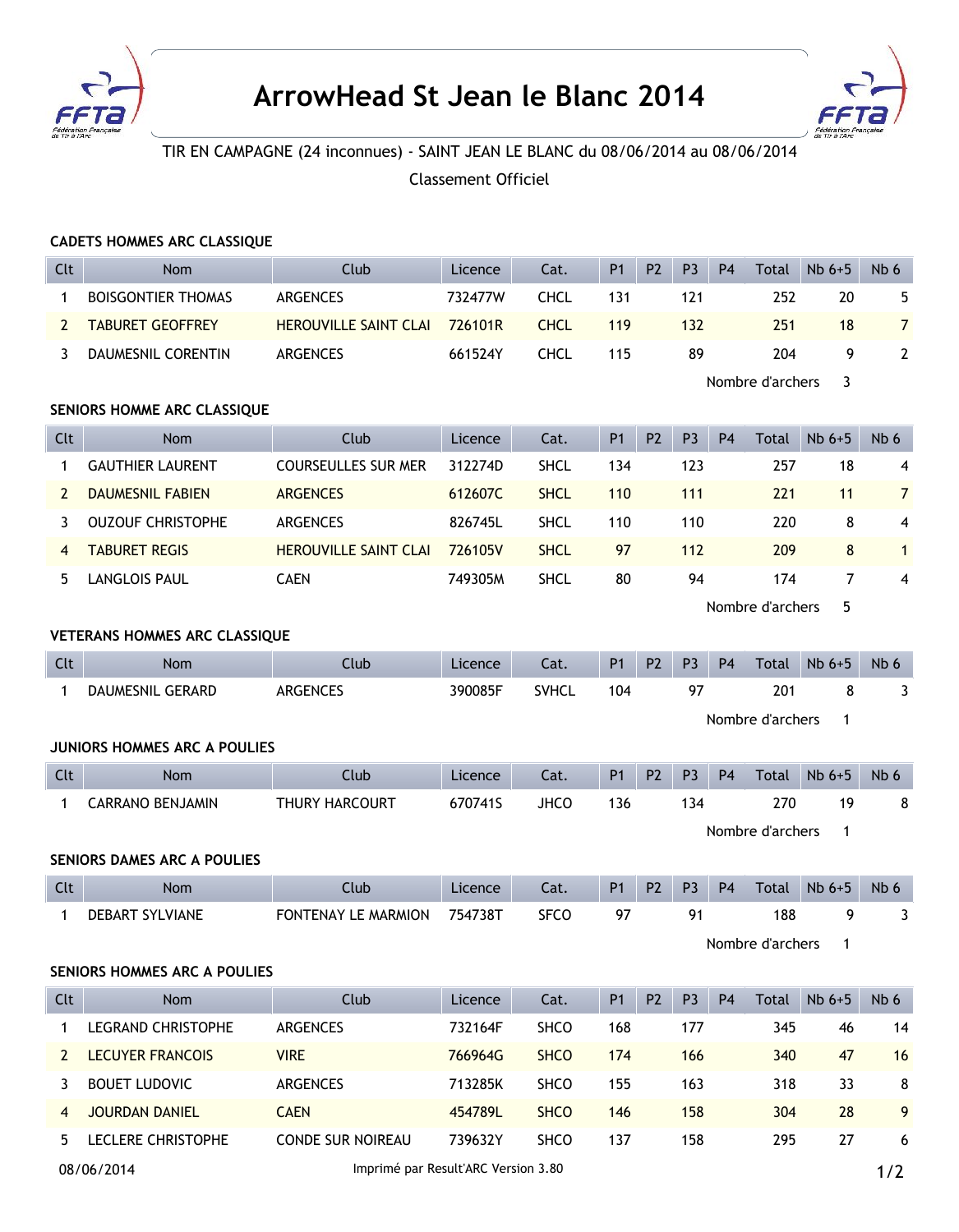# ArrowHead St Jean le Blanc 2014

TIR EN CAMPAGNE (24 inconnues) - SAINT JEAN LE BLANC du 08/06/2014 au 08/06/2014

Classement Officiel

### CADETS HOMMES ARC CLASSIQUE

| Clt | Nom | Club | Licence | Cat. | P1 | P2 | P3 | P4 | Total | Nb 6+5 | Nb 6 |
|---|---|---|---|---|---|---|---|---|---|---|---|
| 1 | BOISGONTIER THOMAS | ARGENCES | 732477W | CHCL | 131 | | 121 | | 252 | 20 | 5 |
| 2 | TABURET GEOFFREY | HEROUVILLE SAINT CLAI | 726101R | CHCL | 119 | | 132 | | 251 | 18 | 7 |
| 3 | DAUMESNIL CORENTIN | ARGENCES | 661524Y | CHCL | 115 | | 89 | | 204 | 9 | 2 |

Nombre d'archers 3

### SENIORS HOMME ARC CLASSIQUE

| Clt | Nom | Club | Licence | Cat. | P1 | P2 | P3 | P4 | Total | Nb 6+5 | Nb 6 |
|---|---|---|---|---|---|---|---|---|---|---|---|
| 1 | GAUTHIER LAURENT | COURSEULLES SUR MER | 312274D | SHCL | 134 | | 123 | | 257 | 18 | 4 |
| 2 | DAUMESNIL FABIEN | ARGENCES | 612607C | SHCL | 110 | | 111 | | 221 | 11 | 7 |
| 3 | OUZOUF CHRISTOPHE | ARGENCES | 826745L | SHCL | 110 | | 110 | | 220 | 8 | 4 |
| 4 | TABURET REGIS | HEROUVILLE SAINT CLAI | 726105V | SHCL | 97 | | 112 | | 209 | 8 | 1 |
| 5 | LANGLOIS PAUL | CAEN | 749305M | SHCL | 80 | | 94 | | 174 | 7 | 4 |

Nombre d'archers 5

### VETERANS HOMMES ARC CLASSIQUE

| Clt | Nom | Club | Licence | Cat. | P1 | P2 | P3 | P4 | Total | Nb 6+5 | Nb 6 |
|---|---|---|---|---|---|---|---|---|---|---|---|
| 1 | DAUMESNIL GERARD | ARGENCES | 390085F | SVHCL | 104 | | 97 | | 201 | 8 | 3 |

Nombre d'archers 1

### JUNIORS HOMMES ARC A POULIES

| Clt | Nom | Club | Licence | Cat. | P1 | P2 | P3 | P4 | Total | Nb 6+5 | Nb 6 |
|---|---|---|---|---|---|---|---|---|---|---|---|
| 1 | CARRANO BENJAMIN | THURY HARCOURT | 670741S | JHCO | 136 | | 134 | | 270 | 19 | 8 |

Nombre d'archers 1

### SENIORS DAMES ARC A POULIES

| Clt | Nom | Club | Licence | Cat. | P1 | P2 | P3 | P4 | Total | Nb 6+5 | Nb 6 |
|---|---|---|---|---|---|---|---|---|---|---|---|
| 1 | DEBART SYLVIANE | FONTENAY LE MARMION | 754738T | SFCO | 97 | | 91 | | 188 | 9 | 3 |

Nombre d'archers 1

### SENIORS HOMMES ARC A POULIES

| Clt | Nom | Club | Licence | Cat. | P1 | P2 | P3 | P4 | Total | Nb 6+5 | Nb 6 |
|---|---|---|---|---|---|---|---|---|---|---|---|
| 1 | LEGRAND CHRISTOPHE | ARGENCES | 732164F | SHCO | 168 | | 177 | | 345 | 46 | 14 |
| 2 | LECUYER FRANCOIS | VIRE | 766964G | SHCO | 174 | | 166 | | 340 | 47 | 16 |
| 3 | BOUET LUDOVIC | ARGENCES | 713285K | SHCO | 155 | | 163 | | 318 | 33 | 8 |
| 4 | JOURDAN DANIEL | CAEN | 454789L | SHCO | 146 | | 158 | | 304 | 28 | 9 |
| 5 | LECLERE CHRISTOPHE | CONDE SUR NOIREAU | 739632Y | SHCO | 137 | | 158 | | 295 | 27 | 6 |

08/06/2014 Imprimé par Result'ARC Version 3.80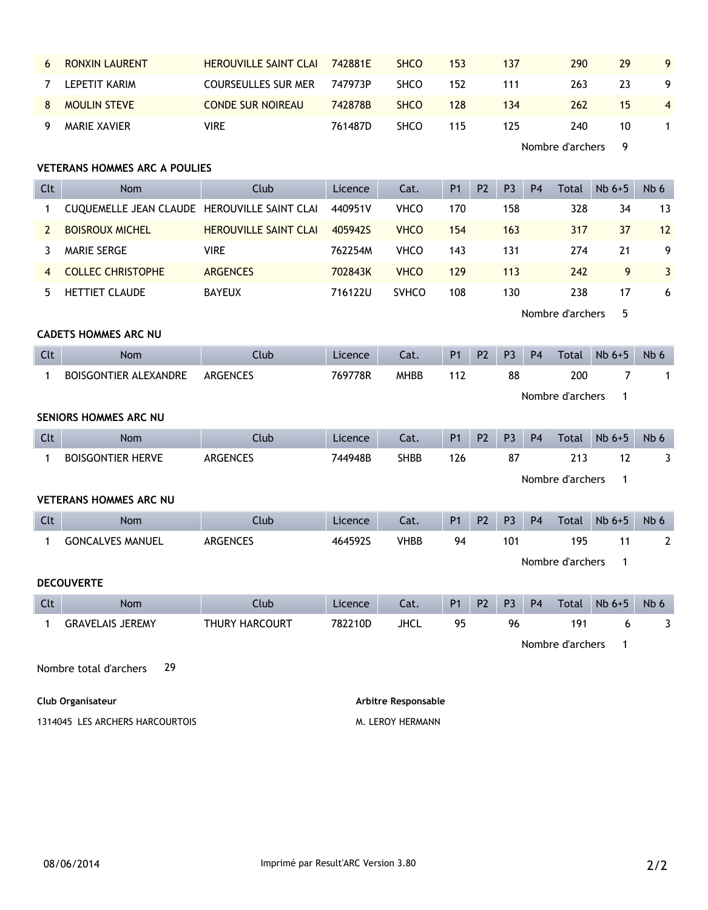| | | | | | | | | | | | |
|---|---|---|---|---|---|---|---|---|---|---|---|
| 6 | RONXIN LAURENT | HEROUVILLE SAINT CLAI | 742881E | SHCO | 153 | | 137 | | 290 | 29 | 9 |
| 7 | LEPETIT KARIM | COURSEULLES SUR MER | 747973P | SHCO | 152 | | 111 | | 263 | 23 | 9 |
| 8 | MOULIN STEVE | CONDE SUR NOIREAU | 742878B | SHCO | 128 | | 134 | | 262 | 15 | 4 |
| 9 | MARIE XAVIER | VIRE | 761487D | SHCO | 115 | | 125 | | 240 | 10 | 1 |

Nombre d'archers 9

### VETERANS HOMMES ARC A POULIES

| Clt | Nom | Club | Licence | Cat. | P1 | P2 | P3 | P4 | Total | Nb 6+5 | Nb 6 |
|---|---|---|---|---|---|---|---|---|---|---|---|
| 1 | CUQUEMELLE JEAN CLAUDE | HEROUVILLE SAINT CLAI | 440951V | VHCO | 170 | | 158 | | 328 | 34 | 13 |
| 2 | BOISROUX MICHEL | HEROUVILLE SAINT CLAI | 405942S | VHCO | 154 | | 163 | | 317 | 37 | 12 |
| 3 | MARIE SERGE | VIRE | 762254M | VHCO | 143 | | 131 | | 274 | 21 | 9 |
| 4 | COLLEC CHRISTOPHE | ARGENCES | 702843K | VHCO | 129 | | 113 | | 242 | 9 | 3 |
| 5 | HETTIET CLAUDE | BAYEUX | 716122U | SVHCO | 108 | | 130 | | 238 | 17 | 6 |

Nombre d'archers 5

### CADETS HOMMES ARC NU

| Clt | Nom | Club | Licence | Cat. | P1 | P2 | P3 | P4 | Total | Nb 6+5 | Nb 6 |
|---|---|---|---|---|---|---|---|---|---|---|---|
| 1 | BOISGONTIER ALEXANDRE | ARGENCES | 769778R | MHBB | 112 | | 88 | | 200 | 7 | 1 |

Nombre d'archers 1

### SENIORS HOMMES ARC NU

| Clt | Nom | Club | Licence | Cat. | P1 | P2 | P3 | P4 | Total | Nb 6+5 | Nb 6 |
|---|---|---|---|---|---|---|---|---|---|---|---|
| 1 | BOISGONTIER HERVE | ARGENCES | 744948B | SHBB | 126 | | 87 | | 213 | 12 | 3 |

Nombre d'archers 1

### VETERANS HOMMES ARC NU

| Clt | Nom | Club | Licence | Cat. | P1 | P2 | P3 | P4 | Total | Nb 6+5 | Nb 6 |
|---|---|---|---|---|---|---|---|---|---|---|---|
| 1 | GONCALVES MANUEL | ARGENCES | 464592S | VHBB | 94 | | 101 | | 195 | 11 | 2 |

Nombre d'archers 1

### DECOUVERTE

| Clt | Nom | Club | Licence | Cat. | P1 | P2 | P3 | P4 | Total | Nb 6+5 | Nb 6 |
|---|---|---|---|---|---|---|---|---|---|---|---|
| 1 | GRAVELAIS JEREMY | THURY HARCOURT | 782210D | JHCL | 95 | | 96 | | 191 | 6 | 3 |

Nombre d'archers 1

Nombre total d'archers 29

**Club Organisateur**

1314045 LES ARCHERS HARCOURTOIS

**Arbitre Responsable**

M. LEROY HERMANN

08/06/2014 Imprimé par Result'ARC Version 3.80